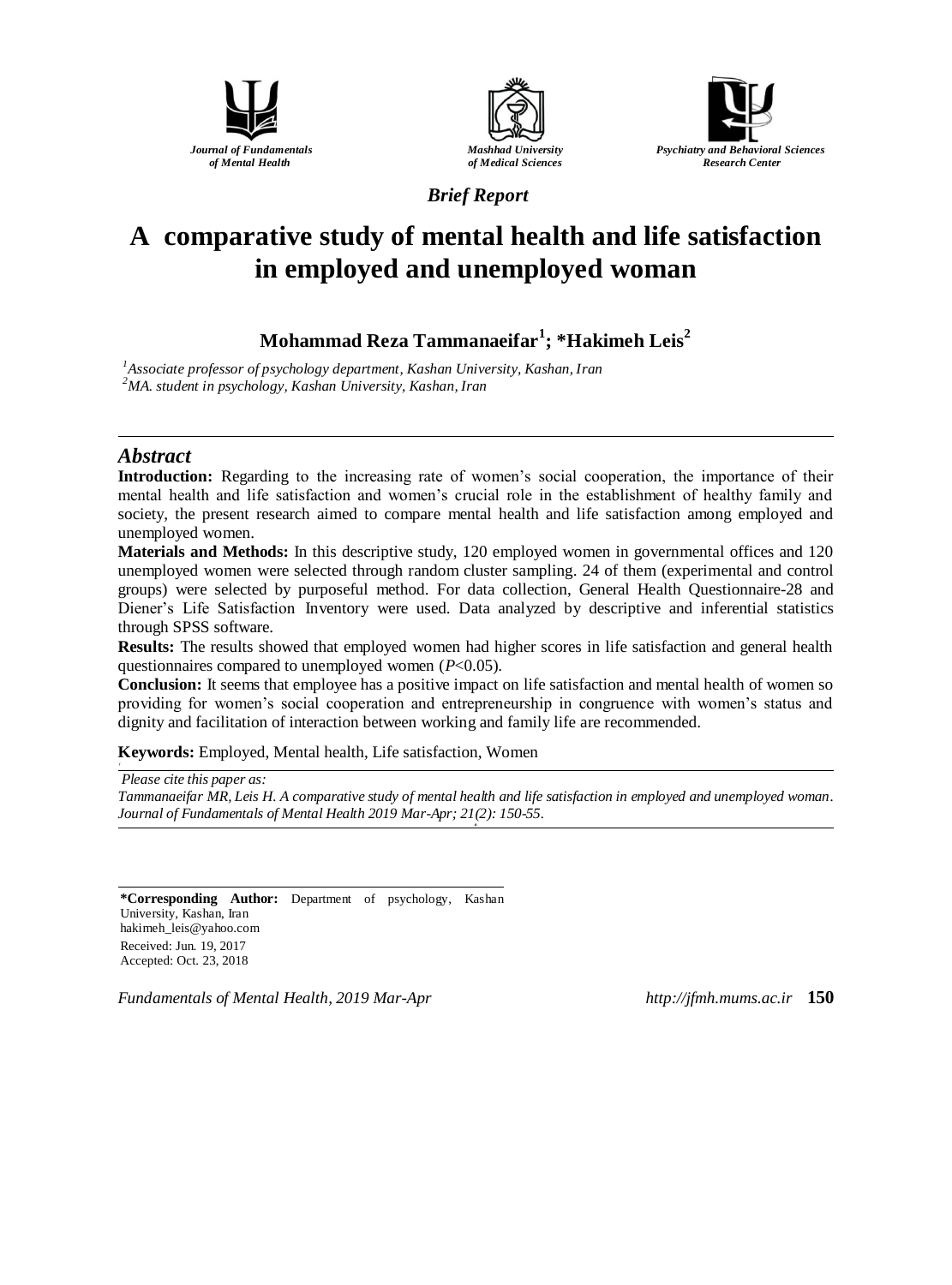*Journal of Fundamentals of Mental Health*

*Mashhad University of Medical Sciences*

*Psychiatry and Behavioral Sciences Research Center*

***Brief Report***

# A comparative study of mental health and life satisfaction in employed and unemployed woman

**Mohammad Reza Tammanaeifar[1]; \*Hakimeh Leis[2]**

[1]*Associate professor of psychology department, Kashan University, Kashan, Iran*
[2]*MA. student in psychology, Kashan University, Kashan, Iran*

## *Abstract*

**Introduction:** Regarding to the increasing rate of women's social cooperation, the importance of their mental health and life satisfaction and women's crucial role in the establishment of healthy family and society, the present research aimed to compare mental health and life satisfaction among employed and unemployed women.

**Materials and Methods:** In this descriptive study, 120 employed women in governmental offices and 120 unemployed women were selected through random cluster sampling. 24 of them (experimental and control groups) were selected by purposeful method. For data collection, General Health Questionnaire-28 and Diener's Life Satisfaction Inventory were used. Data analyzed by descriptive and inferential statistics through SPSS software.

**Results:** The results showed that employed women had higher scores in life satisfaction and general health questionnaires compared to unemployed women ($P<0.05$).

**Conclusion:** It seems that employee has a positive impact on life satisfaction and mental health of women so providing for women's social cooperation and entrepreneurship in congruence with women's status and dignity and facilitation of interaction between working and family life are recommended.

**Keywords:** Employed, Mental health, Life satisfaction, Women

*Please cite this paper as:*
*Tammanaeifar MR, Leis H. A comparative study of mental health and life satisfaction in employed and unemployed woman. Journal of Fundamentals of Mental Health 2019 Mar-Apr; 21(2): 150-55.*

**\*Corresponding Author:** Department of psychology, Kashan University, Kashan, Iran
hakimeh_leis@yahoo.com
Received: Jun. 19, 2017
Accepted: Oct. 23, 2018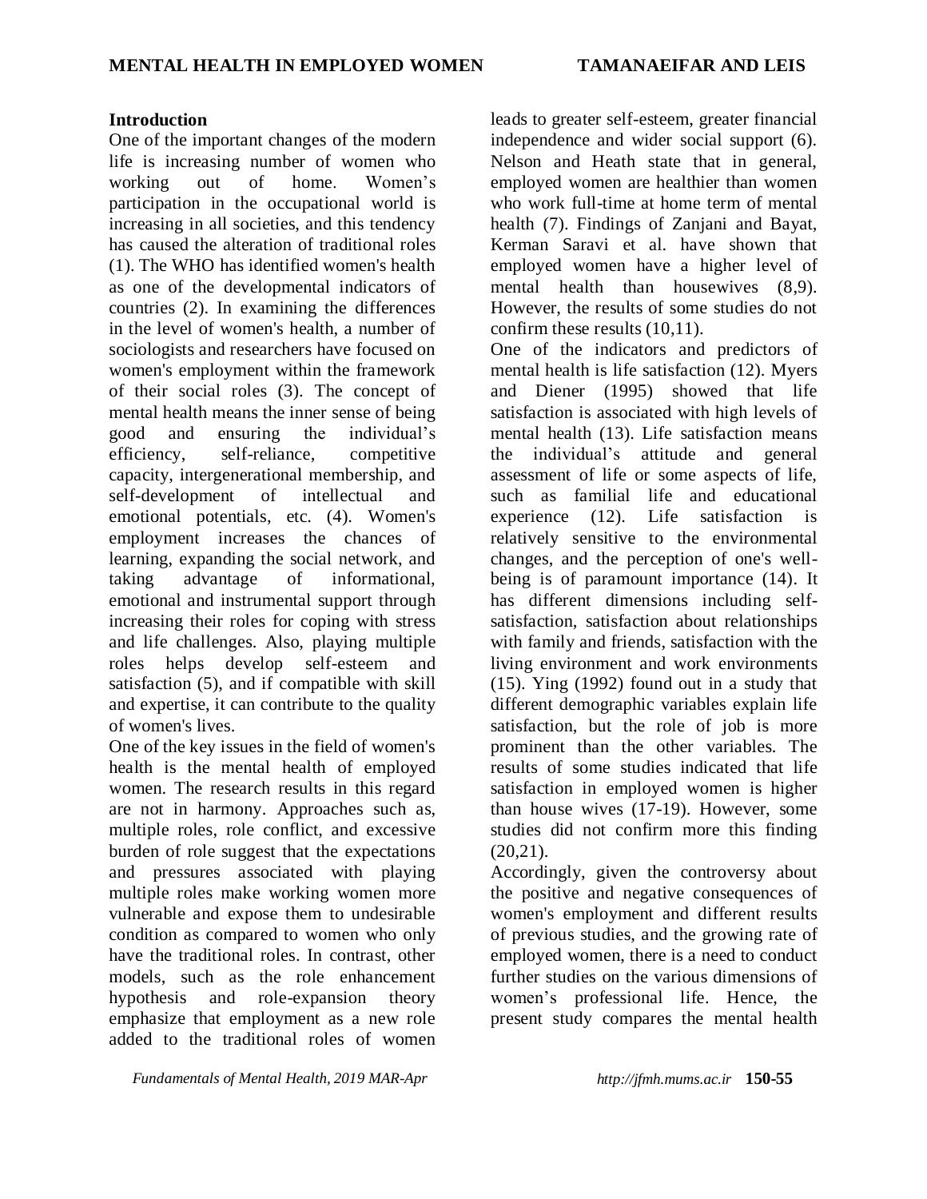## Introduction

One of the important changes of the modern life is increasing number of women who working out of home. Women's participation in the occupational world is increasing in all societies, and this tendency has caused the alteration of traditional roles (1). The WHO has identified women's health as one of the developmental indicators of countries (2). In examining the differences in the level of women's health, a number of sociologists and researchers have focused on women's employment within the framework of their social roles (3). The concept of mental health means the inner sense of being good and ensuring the individual's efficiency, self-reliance, competitive capacity, intergenerational membership, and self-development of intellectual and emotional potentials, etc. (4). Women's employment increases the chances of learning, expanding the social network, and taking advantage of informational, emotional and instrumental support through increasing their roles for coping with stress and life challenges. Also, playing multiple roles helps develop self-esteem and satisfaction (5), and if compatible with skill and expertise, it can contribute to the quality of women's lives.

One of the key issues in the field of women's health is the mental health of employed women. The research results in this regard are not in harmony. Approaches such as, multiple roles, role conflict, and excessive burden of role suggest that the expectations and pressures associated with playing multiple roles make working women more vulnerable and expose them to undesirable condition as compared to women who only have the traditional roles. In contrast, other models, such as the role enhancement hypothesis and role-expansion theory emphasize that employment as a new role added to the traditional roles of women leads to greater self-esteem, greater financial independence and wider social support (6). Nelson and Heath state that in general, employed women are healthier than women who work full-time at home term of mental health (7). Findings of Zanjani and Bayat, Kerman Saravi et al. have shown that employed women have a higher level of mental health than housewives (8,9). However, the results of some studies do not confirm these results (10,11).

One of the indicators and predictors of mental health is life satisfaction (12). Myers and Diener (1995) showed that life satisfaction is associated with high levels of mental health (13). Life satisfaction means the individual's attitude and general assessment of life or some aspects of life, such as familial life and educational experience (12). Life satisfaction is relatively sensitive to the environmental changes, and the perception of one's well-being is of paramount importance (14). It has different dimensions including self-satisfaction, satisfaction about relationships with family and friends, satisfaction with the living environment and work environments (15). Ying (1992) found out in a study that different demographic variables explain life satisfaction, but the role of job is more prominent than the other variables. The results of some studies indicated that life satisfaction in employed women is higher than house wives (17-19). However, some studies did not confirm more this finding (20,21).

Accordingly, given the controversy about the positive and negative consequences of women's employment and different results of previous studies, and the growing rate of employed women, there is a need to conduct further studies on the various dimensions of women's professional life. Hence, the present study compares the mental health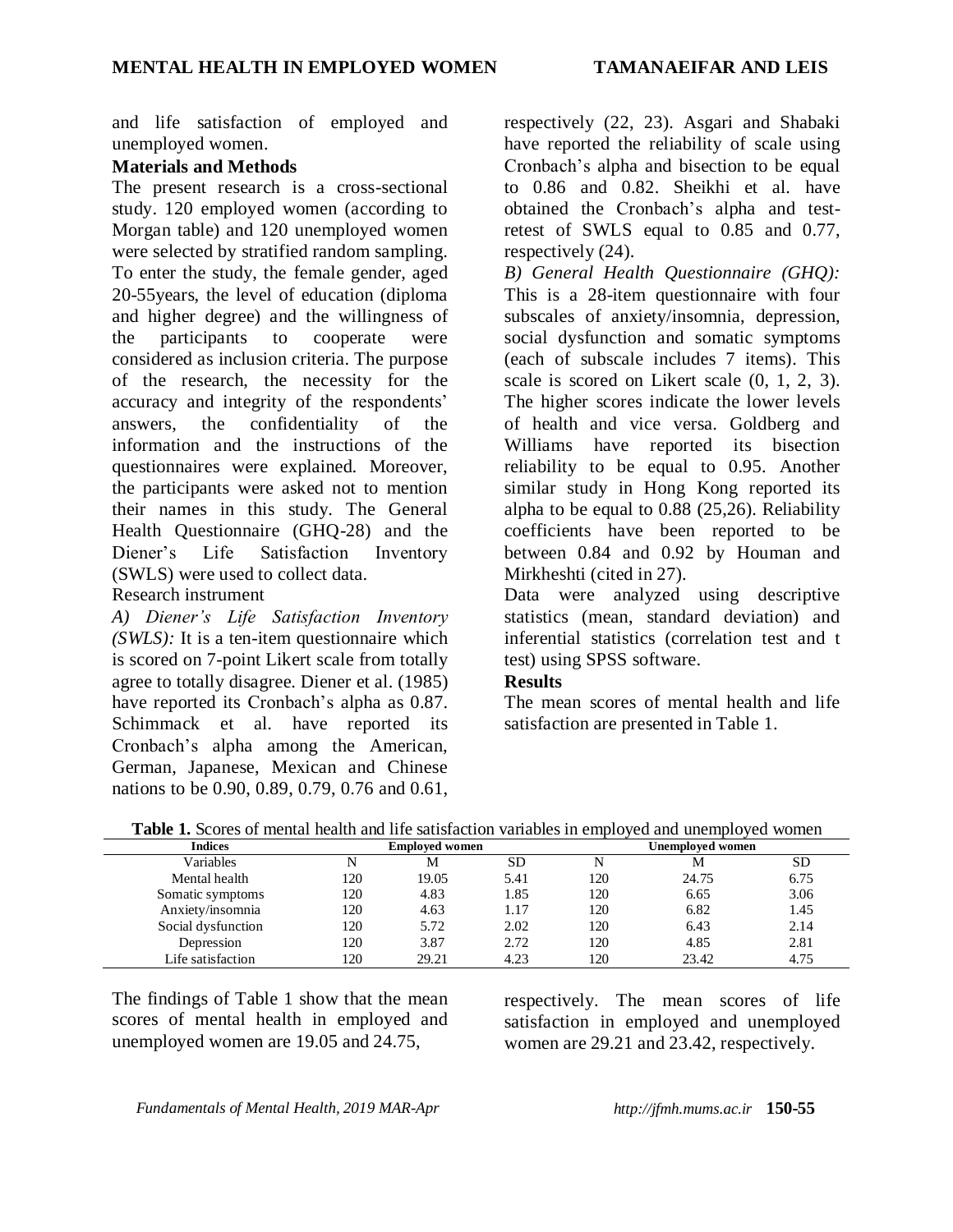and life satisfaction of employed and unemployed women.

## Materials and Methods

The present research is a cross-sectional study. 120 employed women (according to Morgan table) and 120 unemployed women were selected by stratified random sampling. To enter the study, the female gender, aged 20-55years, the level of education (diploma and higher degree) and the willingness of the participants to cooperate were considered as inclusion criteria. The purpose of the research, the necessity for the accuracy and integrity of the respondents' answers, the confidentiality of the information and the instructions of the questionnaires were explained. Moreover, the participants were asked not to mention their names in this study. The General Health Questionnaire (GHQ-28) and the Diener's Life Satisfaction Inventory (SWLS) were used to collect data.

Research instrument

*A) Diener's Life Satisfaction Inventory (SWLS):* It is a ten-item questionnaire which is scored on 7-point Likert scale from totally agree to totally disagree. Diener et al. (1985) have reported its Cronbach's alpha as 0.87. Schimmack et al. have reported its Cronbach's alpha among the American, German, Japanese, Mexican and Chinese nations to be 0.90, 0.89, 0.79, 0.76 and 0.61, respectively (22, 23). Asgari and Shabaki have reported the reliability of scale using Cronbach's alpha and bisection to be equal to 0.86 and 0.82. Sheikhi et al. have obtained the Cronbach's alpha and test-retest of SWLS equal to 0.85 and 0.77, respectively (24).

*B) General Health Questionnaire (GHQ):* This is a 28-item questionnaire with four subscales of anxiety/insomnia, depression, social dysfunction and somatic symptoms (each of subscale includes 7 items). This scale is scored on Likert scale (0, 1, 2, 3). The higher scores indicate the lower levels of health and vice versa. Goldberg and Williams have reported its bisection reliability to be equal to 0.95. Another similar study in Hong Kong reported its alpha to be equal to 0.88 (25,26). Reliability coefficients have been reported to be between 0.84 and 0.92 by Houman and Mirkheshti (cited in 27).

Data were analyzed using descriptive statistics (mean, standard deviation) and inferential statistics (correlation test and t test) using SPSS software.

## Results

The mean scores of mental health and life satisfaction are presented in Table 1.

**Table 1.** Scores of mental health and life satisfaction variables in employed and unemployed women

| Indices | Employed women | | | Unemployed women | | |
|---|---|---|---|---|---|---|
| Variables | N | M | SD | N | M | SD |
| Mental health | 120 | 19.05 | 5.41 | 120 | 24.75 | 6.75 |
| Somatic symptoms | 120 | 4.83 | 1.85 | 120 | 6.65 | 3.06 |
| Anxiety/insomnia | 120 | 4.63 | 1.17 | 120 | 6.82 | 1.45 |
| Social dysfunction | 120 | 5.72 | 2.02 | 120 | 6.43 | 2.14 |
| Depression | 120 | 3.87 | 2.72 | 120 | 4.85 | 2.81 |
| Life satisfaction | 120 | 29.21 | 4.23 | 120 | 23.42 | 4.75 |

The findings of Table 1 show that the mean scores of mental health in employed and unemployed women are 19.05 and 24.75, respectively. The mean scores of life satisfaction in employed and unemployed women are 29.21 and 23.42, respectively.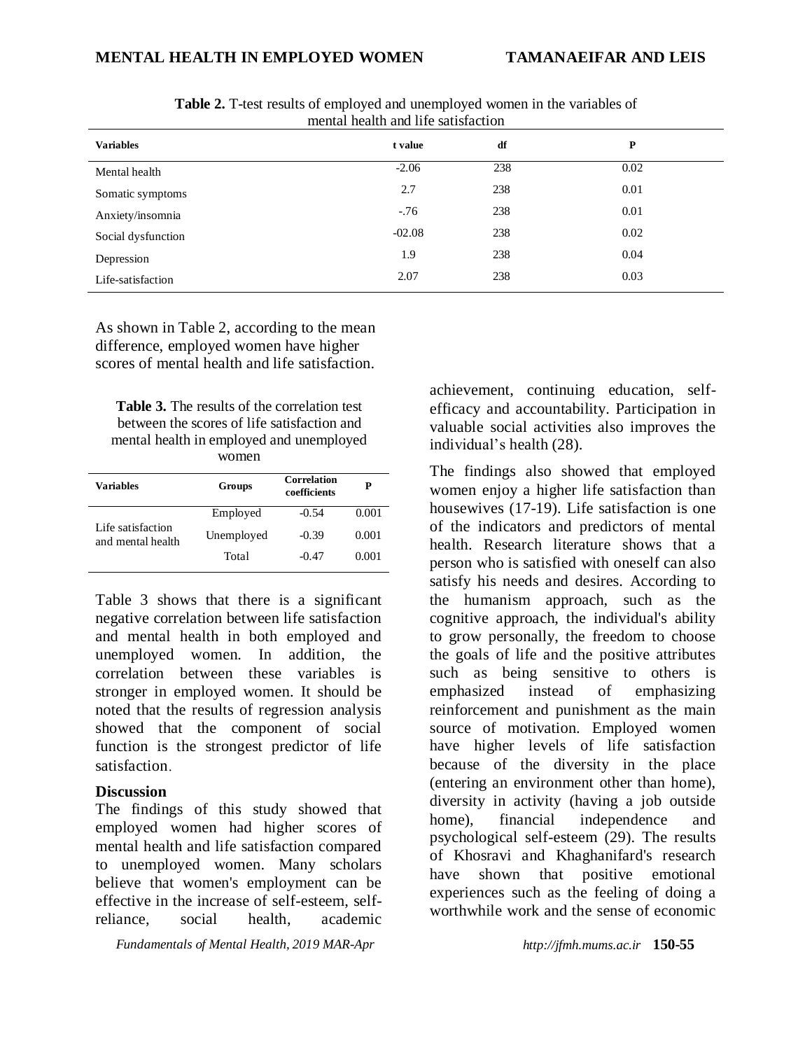**Table 2.** T-test results of employed and unemployed women in the variables of mental health and life satisfaction

| Variables | t value | df | P |
|---|---|---|---|
| Mental health | -2.06 | 238 | 0.02 |
| Somatic symptoms | 2.7 | 238 | 0.01 |
| Anxiety/insomnia | -.76 | 238 | 0.01 |
| Social dysfunction | -02.08 | 238 | 0.02 |
| Depression | 1.9 | 238 | 0.04 |
| Life-satisfaction | 2.07 | 238 | 0.03 |

As shown in Table 2, according to the mean difference, employed women have higher scores of mental health and life satisfaction.

**Table 3.** The results of the correlation test between the scores of life satisfaction and mental health in employed and unemployed women

| Variables | Groups | Correlation coefficients | P |
|---|---|---|---|
| Life satisfaction and mental health | Employed | -0.54 | 0.001 |
| | Unemployed | -0.39 | 0.001 |
| | Total | -0.47 | 0.001 |

Table 3 shows that there is a significant negative correlation between life satisfaction and mental health in both employed and unemployed women. In addition, the correlation between these variables is stronger in employed women. It should be noted that the results of regression analysis showed that the component of social function is the strongest predictor of life satisfaction.

## Discussion

The findings of this study showed that employed women had higher scores of mental health and life satisfaction compared to unemployed women. Many scholars believe that women's employment can be effective in the increase of self-esteem, self-reliance, social health, academic achievement, continuing education, self-efficacy and accountability. Participation in valuable social activities also improves the individual's health (28).

The findings also showed that employed women enjoy a higher life satisfaction than housewives (17-19). Life satisfaction is one of the indicators and predictors of mental health. Research literature shows that a person who is satisfied with oneself can also satisfy his needs and desires. According to the humanism approach, such as the cognitive approach, the individual's ability to grow personally, the freedom to choose the goals of life and the positive attributes such as being sensitive to others is emphasized instead of emphasizing reinforcement and punishment as the main source of motivation. Employed women have higher levels of life satisfaction because of the diversity in the place (entering an environment other than home), diversity in activity (having a job outside home), financial independence and psychological self-esteem (29). The results of Khosravi and Khaghanifard's research have shown that positive emotional experiences such as the feeling of doing a worthwhile work and the sense of economic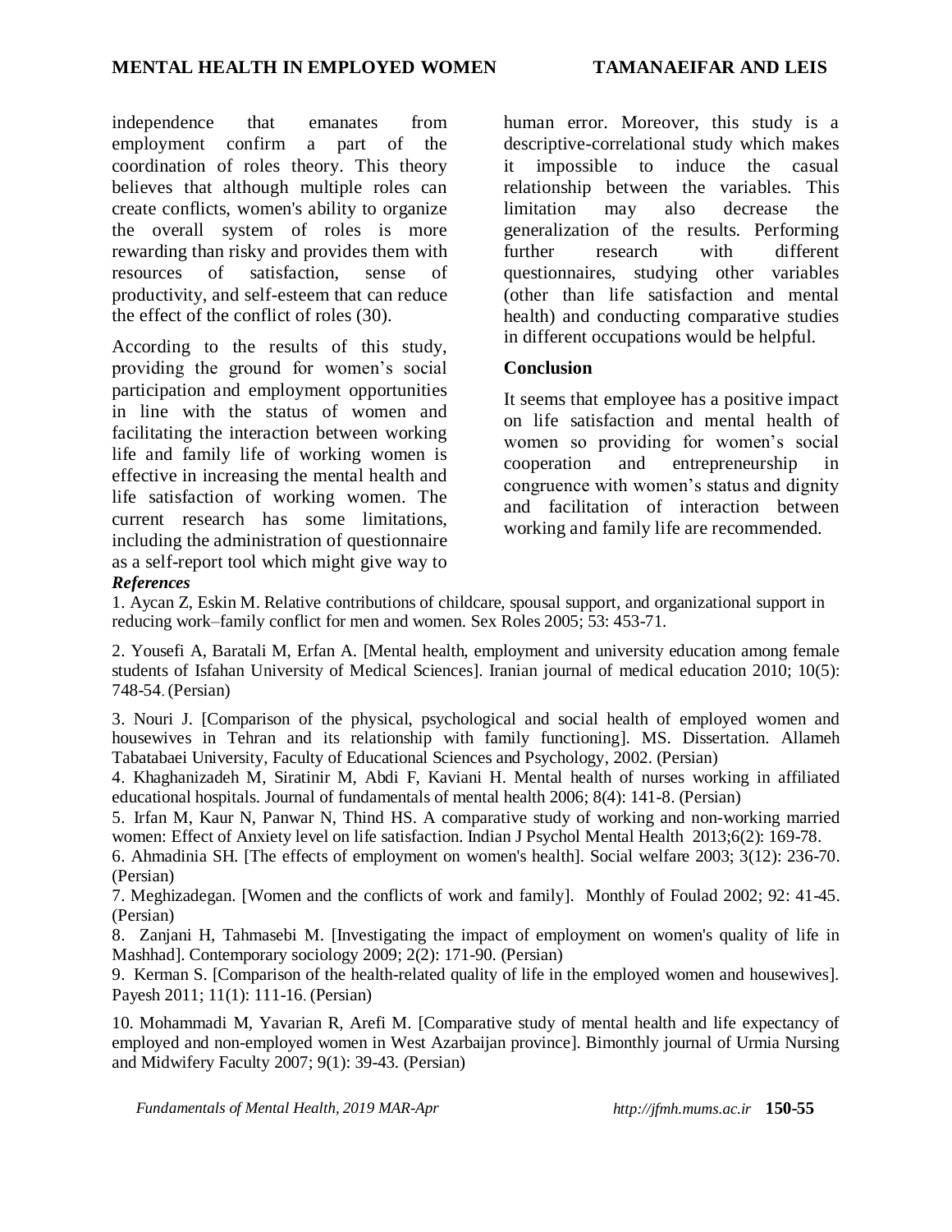independence that emanates from employment confirm a part of the coordination of roles theory. This theory believes that although multiple roles can create conflicts, women's ability to organize the overall system of roles is more rewarding than risky and provides them with resources of satisfaction, sense of productivity, and self-esteem that can reduce the effect of the conflict of roles (30).

According to the results of this study, providing the ground for women's social participation and employment opportunities in line with the status of women and facilitating the interaction between working life and family life of working women is effective in increasing the mental health and life satisfaction of working women. The current research has some limitations, including the administration of questionnaire as a self-report tool which might give way to human error. Moreover, this study is a descriptive-correlational study which makes it impossible to induce the casual relationship between the variables. This limitation may also decrease the generalization of the results. Performing further research with different questionnaires, studying other variables (other than life satisfaction and mental health) and conducting comparative studies in different occupations would be helpful.

## Conclusion

It seems that employee has a positive impact on life satisfaction and mental health of women so providing for women's social cooperation and entrepreneurship in congruence with women's status and dignity and facilitation of interaction between working and family life are recommended.

***References***

1. Aycan Z, Eskin M. Relative contributions of childcare, spousal support, and organizational support in reducing work–family conflict for men and women. Sex Roles 2005; 53: 453-71.

2. Yousefi A, Baratali M, Erfan A. [Mental health, employment and university education among female students of Isfahan University of Medical Sciences]. Iranian journal of medical education 2010; 10(5): 748-54. (Persian)

3. Nouri J. [Comparison of the physical, psychological and social health of employed women and housewives in Tehran and its relationship with family functioning]. MS. Dissertation. Allameh Tabatabaei University, Faculty of Educational Sciences and Psychology, 2002. (Persian)

4. Khaghanizadeh M, Siratinir M, Abdi F, Kaviani H. Mental health of nurses working in affiliated educational hospitals. Journal of fundamentals of mental health 2006; 8(4): 141-8. (Persian)

5. Irfan M, Kaur N, Panwar N, Thind HS. A comparative study of working and non-working married women: Effect of Anxiety level on life satisfaction. Indian J Psychol Mental Health 2013;6(2): 169-78.

6. Ahmadinia SH. [The effects of employment on women's health]. Social welfare 2003; 3(12): 236-70. (Persian)

7. Meghizadegan. [Women and the conflicts of work and family]. Monthly of Foulad 2002; 92: 41-45. (Persian)

8. Zanjani H, Tahmasebi M. [Investigating the impact of employment on women's quality of life in Mashhad]. Contemporary sociology 2009; 2(2): 171-90. (Persian)

9. Kerman S. [Comparison of the health-related quality of life in the employed women and housewives]. Payesh 2011; 11(1): 111-16. (Persian)

10. Mohammadi M, Yavarian R, Arefi M. [Comparative study of mental health and life expectancy of employed and non-employed women in West Azarbaijan province]. Bimonthly journal of Urmia Nursing and Midwifery Faculty 2007; 9(1): 39-43. (Persian)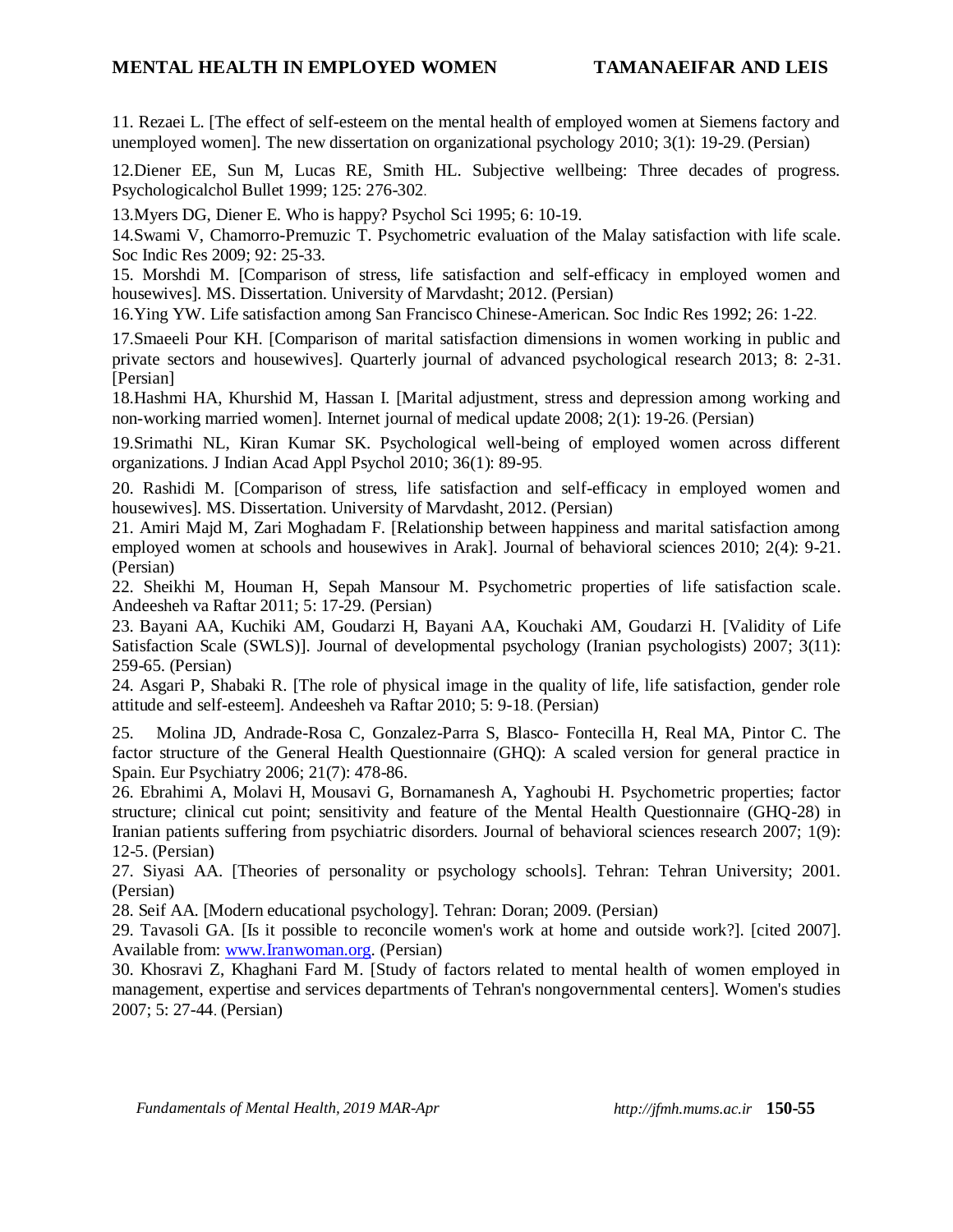11. Rezaei L. [The effect of self-esteem on the mental health of employed women at Siemens factory and unemployed women]. The new dissertation on organizational psychology 2010; 3(1): 19-29. (Persian)

12.Diener EE, Sun M, Lucas RE, Smith HL. Subjective wellbeing: Three decades of progress. Psychologicalchol Bullet 1999; 125: 276-302.

13.Myers DG, Diener E. Who is happy? Psychol Sci 1995; 6: 10-19.

14.Swami V, Chamorro-Premuzic T. Psychometric evaluation of the Malay satisfaction with life scale. Soc Indic Res 2009; 92: 25-33.

15. Morshdi M. [Comparison of stress, life satisfaction and self-efficacy in employed women and housewives]. MS. Dissertation. University of Marvdasht; 2012. (Persian)

16.Ying YW. Life satisfaction among San Francisco Chinese-American. Soc Indic Res 1992; 26: 1-22.

17.Smaeeli Pour KH. [Comparison of marital satisfaction dimensions in women working in public and private sectors and housewives]. Quarterly journal of advanced psychological research 2013; 8: 2-31. [Persian]

18.Hashmi HA, Khurshid M, Hassan I. [Marital adjustment, stress and depression among working and non-working married women]. Internet journal of medical update 2008; 2(1): 19-26. (Persian)

19.Srimathi NL, Kiran Kumar SK. Psychological well-being of employed women across different organizations. J Indian Acad Appl Psychol 2010; 36(1): 89-95.

20. Rashidi M. [Comparison of stress, life satisfaction and self-efficacy in employed women and housewives]. MS. Dissertation. University of Marvdasht, 2012. (Persian)

21. Amiri Majd M, Zari Moghadam F. [Relationship between happiness and marital satisfaction among employed women at schools and housewives in Arak]. Journal of behavioral sciences 2010; 2(4): 9-21. (Persian)

22. Sheikhi M, Houman H, Sepah Mansour M. Psychometric properties of life satisfaction scale. Andeesheh va Raftar 2011; 5: 17-29. (Persian)

23. Bayani AA, Kuchiki AM, Goudarzi H, Bayani AA, Kouchaki AM, Goudarzi H. [Validity of Life Satisfaction Scale (SWLS)]. Journal of developmental psychology (Iranian psychologists) 2007; 3(11): 259-65. (Persian)

24. Asgari P, Shabaki R. [The role of physical image in the quality of life, life satisfaction, gender role attitude and self-esteem]. Andeesheh va Raftar 2010; 5: 9-18. (Persian)

25. Molina JD, Andrade-Rosa C, Gonzalez-Parra S, Blasco- Fontecilla H, Real MA, Pintor C. The factor structure of the General Health Questionnaire (GHQ): A scaled version for general practice in Spain. Eur Psychiatry 2006; 21(7): 478-86.

26. Ebrahimi A, Molavi H, Mousavi G, Bornamanesh A, Yaghoubi H. Psychometric properties; factor structure; clinical cut point; sensitivity and feature of the Mental Health Questionnaire (GHQ-28) in Iranian patients suffering from psychiatric disorders. Journal of behavioral sciences research 2007; 1(9): 12-5. (Persian)

27. Siyasi AA. [Theories of personality or psychology schools]. Tehran: Tehran University; 2001. (Persian)

28. Seif AA. [Modern educational psychology]. Tehran: Doran; 2009. (Persian)

29. Tavasoli GA. [Is it possible to reconcile women's work at home and outside work?]. [cited 2007]. Available from: www.Iranwoman.org. (Persian)

30. Khosravi Z, Khaghani Fard M. [Study of factors related to mental health of women employed in management, expertise and services departments of Tehran's nongovernmental centers]. Women's studies 2007; 5: 27-44. (Persian)